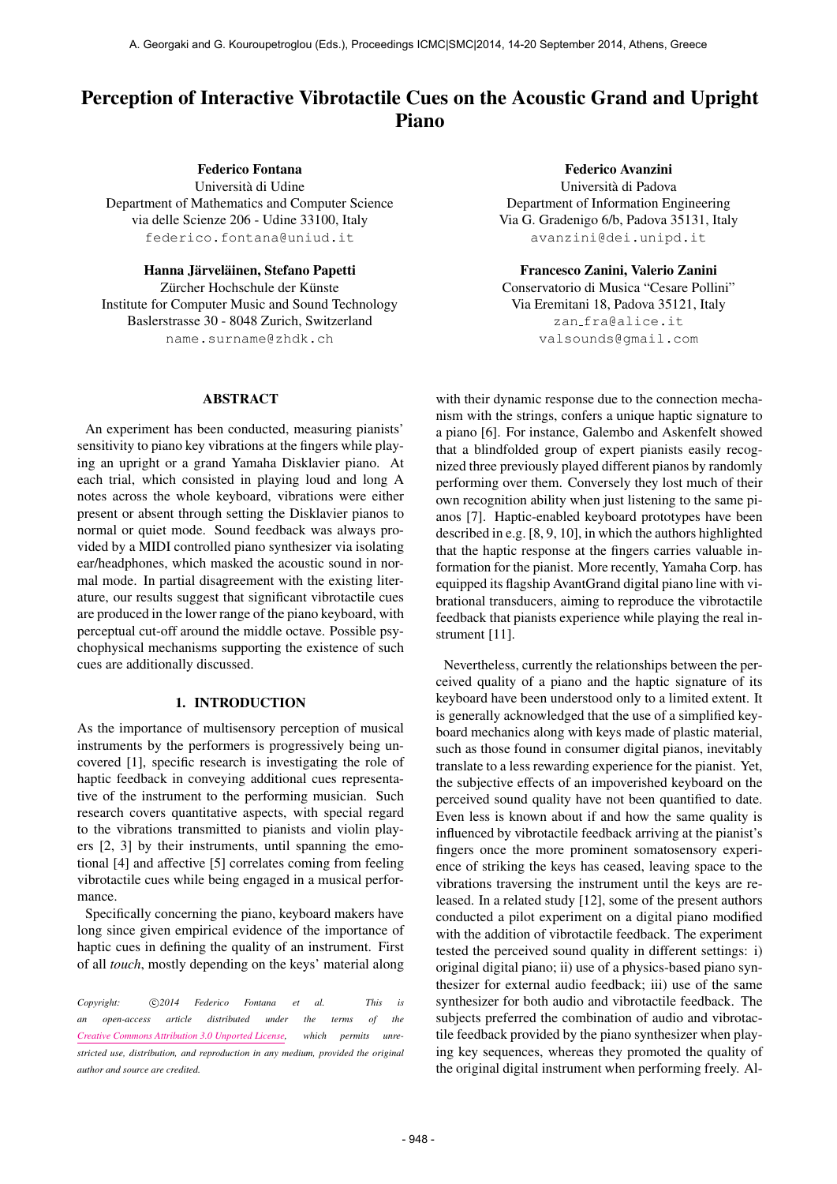# Perception of Interactive Vibrotactile Cues on the Acoustic Grand and Upright Piano

**Federico Fontana**
Università di Udine
Department of Mathematics and Computer Science
via delle Scienze 206 - Udine 33100, Italy
federico.fontana@uniud.it

**Federico Avanzini**
Università di Padova
Department of Information Engineering
Via G. Gradenigo 6/b, Padova 35131, Italy
avanzini@dei.unipd.it

**Hanna Järveläinen, Stefano Papetti**
Zürcher Hochschule der Künste
Institute for Computer Music and Sound Technology
Baslerstrasse 30 - 8048 Zurich, Switzerland
name.surname@zhdk.ch

**Francesco Zanini, Valerio Zanini**
Conservatorio di Musica "Cesare Pollini"
Via Eremitani 18, Padova 35121, Italy
zan_fra@alice.it
valsounds@gmail.com

## ABSTRACT

An experiment has been conducted, measuring pianists' sensitivity to piano key vibrations at the fingers while playing an upright or a grand Yamaha Disklavier piano. At each trial, which consisted in playing loud and long A notes across the whole keyboard, vibrations were either present or absent through setting the Disklavier pianos to normal or quiet mode. Sound feedback was always provided by a MIDI controlled piano synthesizer via isolating ear/headphones, which masked the acoustic sound in normal mode. In partial disagreement with the existing literature, our results suggest that significant vibrotactile cues are produced in the lower range of the piano keyboard, with perceptual cut-off around the middle octave. Possible psychophysical mechanisms supporting the existence of such cues are additionally discussed.

## 1. INTRODUCTION

As the importance of multisensory perception of musical instruments by the performers is progressively being uncovered [1], specific research is investigating the role of haptic feedback in conveying additional cues representative of the instrument to the performing musician. Such research covers quantitative aspects, with special regard to the vibrations transmitted to pianists and violin players [2, 3] by their instruments, until spanning the emotional [4] and affective [5] correlates coming from feeling vibrotactile cues while being engaged in a musical performance.

Specifically concerning the piano, keyboard makers have long since given empirical evidence of the importance of haptic cues in defining the quality of an instrument. First of all *touch*, mostly depending on the keys' material along with their dynamic response due to the connection mechanism with the strings, confers a unique haptic signature to a piano [6]. For instance, Galembo and Askenfelt showed that a blindfolded group of expert pianists easily recognized three previously played different pianos by randomly performing over them. Conversely they lost much of their own recognition ability when just listening to the same pianos [7]. Haptic-enabled keyboard prototypes have been described in e.g. [8, 9, 10], in which the authors highlighted that the haptic response at the fingers carries valuable information for the pianist. More recently, Yamaha Corp. has equipped its flagship AvantGrand digital piano line with vibrational transducers, aiming to reproduce the vibrotactile feedback that pianists experience while playing the real instrument [11].

Nevertheless, currently the relationships between the perceived quality of a piano and the haptic signature of its keyboard have been understood only to a limited extent. It is generally acknowledged that the use of a simplified keyboard mechanics along with keys made of plastic material, such as those found in consumer digital pianos, inevitably translate to a less rewarding experience for the pianist. Yet, the subjective effects of an impoverished keyboard on the perceived sound quality have not been quantified to date. Even less is known about if and how the same quality is influenced by vibrotactile feedback arriving at the pianist's fingers once the more prominent somatosensory experience of striking the keys has ceased, leaving space to the vibrations traversing the instrument until the keys are released. In a related study [12], some of the present authors conducted a pilot experiment on a digital piano modified with the addition of vibrotactile feedback. The experiment tested the perceived sound quality in different settings: i) original digital piano; ii) use of a physics-based piano synthesizer for external audio feedback; iii) use of the same synthesizer for both audio and vibrotactile feedback. The subjects preferred the combination of audio and vibrotactile feedback provided by the piano synthesizer when playing key sequences, whereas they promoted the quality of the original digital instrument when performing freely. Al-

*Copyright: ©2014 Federico Fontana et al. This is an open-access article distributed under the terms of the Creative Commons Attribution 3.0 Unported License, which permits unrestricted use, distribution, and reproduction in any medium, provided the original author and source are credited.*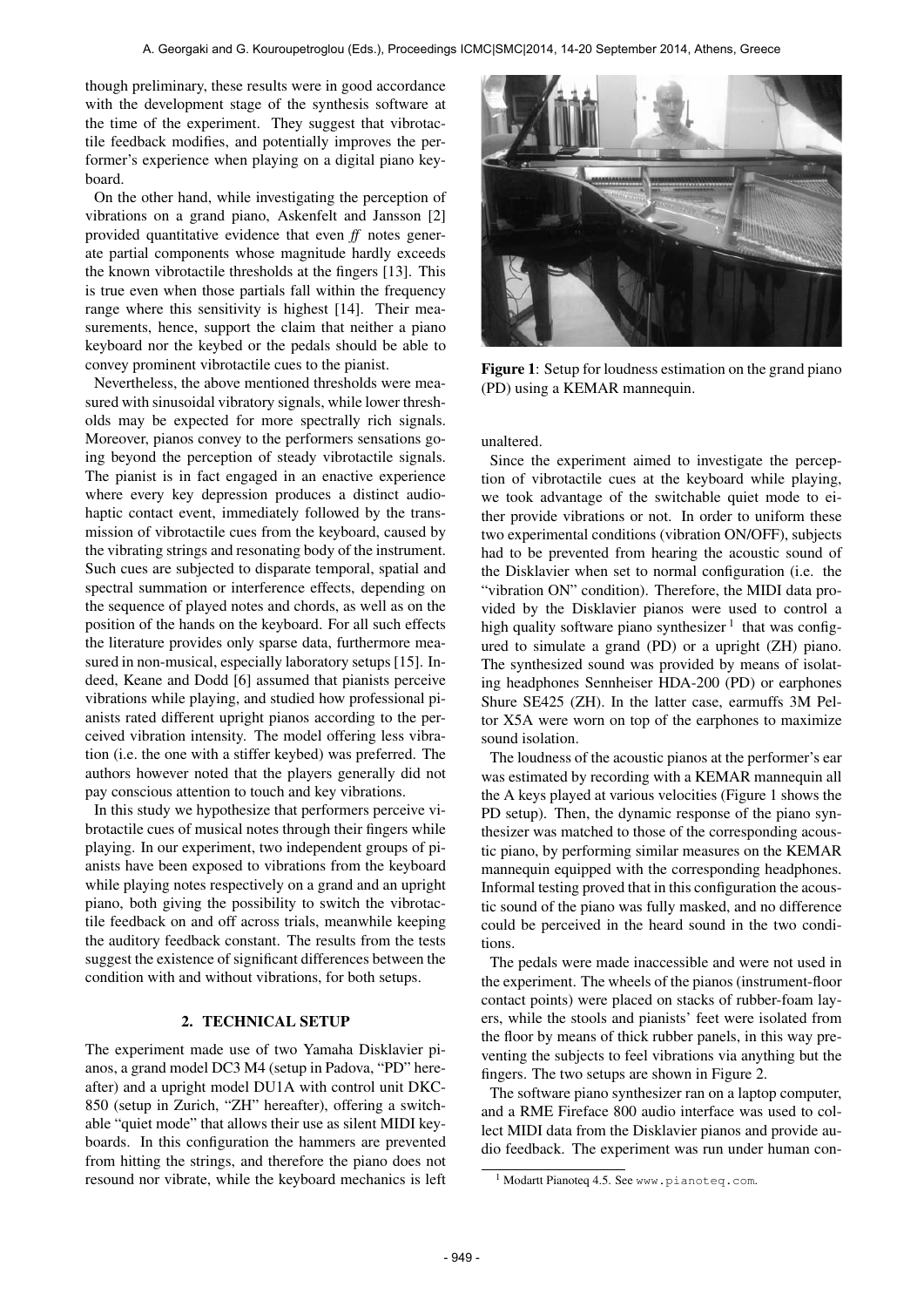though preliminary, these results were in good accordance with the development stage of the synthesis software at the time of the experiment. They suggest that vibrotactile feedback modifies, and potentially improves the performer's experience when playing on a digital piano keyboard.

On the other hand, while investigating the perception of vibrations on a grand piano, Askenfelt and Jansson [2] provided quantitative evidence that even *ff* notes generate partial components whose magnitude hardly exceeds the known vibrotactile thresholds at the fingers [13]. This is true even when those partials fall within the frequency range where this sensitivity is highest [14]. Their measurements, hence, support the claim that neither a piano keyboard nor the keybed or the pedals should be able to convey prominent vibrotactile cues to the pianist.

Nevertheless, the above mentioned thresholds were measured with sinusoidal vibratory signals, while lower thresholds may be expected for more spectrally rich signals. Moreover, pianos convey to the performers sensations going beyond the perception of steady vibrotactile signals. The pianist is in fact engaged in an enactive experience where every key depression produces a distinct audio-haptic contact event, immediately followed by the transmission of vibrotactile cues from the keyboard, caused by the vibrating strings and resonating body of the instrument. Such cues are subjected to disparate temporal, spatial and spectral summation or interference effects, depending on the sequence of played notes and chords, as well as on the position of the hands on the keyboard. For all such effects the literature provides only sparse data, furthermore measured in non-musical, especially laboratory setups [15]. Indeed, Keane and Dodd [6] assumed that pianists perceive vibrations while playing, and studied how professional pianists rated different upright pianos according to the perceived vibration intensity. The model offering less vibration (i.e. the one with a stiffer keybed) was preferred. The authors however noted that the players generally did not pay conscious attention to touch and key vibrations.

In this study we hypothesize that performers perceive vibrotactile cues of musical notes through their fingers while playing. In our experiment, two independent groups of pianists have been exposed to vibrations from the keyboard while playing notes respectively on a grand and an upright piano, both giving the possibility to switch the vibrotactile feedback on and off across trials, meanwhile keeping the auditory feedback constant. The results from the tests suggest the existence of significant differences between the condition with and without vibrations, for both setups.

## 2. TECHNICAL SETUP

The experiment made use of two Yamaha Disklavier pianos, a grand model DC3 M4 (setup in Padova, "PD" hereafter) and a upright model DU1A with control unit DKC-850 (setup in Zurich, "ZH" hereafter), offering a switchable "quiet mode" that allows their use as silent MIDI keyboards. In this configuration the hammers are prevented from hitting the strings, and therefore the piano does not resound nor vibrate, while the keyboard mechanics is left unaltered.

**Figure 1**: Setup for loudness estimation on the grand piano (PD) using a KEMAR mannequin.

Since the experiment aimed to investigate the perception of vibrotactile cues at the keyboard while playing, we took advantage of the switchable quiet mode to either provide vibrations or not. In order to uniform these two experimental conditions (vibration ON/OFF), subjects had to be prevented from hearing the acoustic sound of the Disklavier when set to normal configuration (i.e. the "vibration ON" condition). Therefore, the MIDI data provided by the Disklavier pianos were used to control a high quality software piano synthesizer [1] that was configured to simulate a grand (PD) or a upright (ZH) piano. The synthesized sound was provided by means of isolating headphones Sennheiser HDA-200 (PD) or earphones Shure SE425 (ZH). In the latter case, earmuffs 3M Peltor X5A were worn on top of the earphones to maximize sound isolation.

The loudness of the acoustic pianos at the performer's ear was estimated by recording with a KEMAR mannequin all the A keys played at various velocities (Figure 1 shows the PD setup). Then, the dynamic response of the piano synthesizer was matched to those of the corresponding acoustic piano, by performing similar measures on the KEMAR mannequin equipped with the corresponding headphones. Informal testing proved that in this configuration the acoustic sound of the piano was fully masked, and no difference could be perceived in the heard sound in the two conditions.

The pedals were made inaccessible and were not used in the experiment. The wheels of the pianos (instrument-floor contact points) were placed on stacks of rubber-foam layers, while the stools and pianists' feet were isolated from the floor by means of thick rubber panels, in this way preventing the subjects to feel vibrations via anything but the fingers. The two setups are shown in Figure 2.

The software piano synthesizer ran on a laptop computer, and a RME Fireface 800 audio interface was used to collect MIDI data from the Disklavier pianos and provide audio feedback. The experiment was run under human con-

[1] Modartt Pianoteq 4.5. See www.pianoteq.com.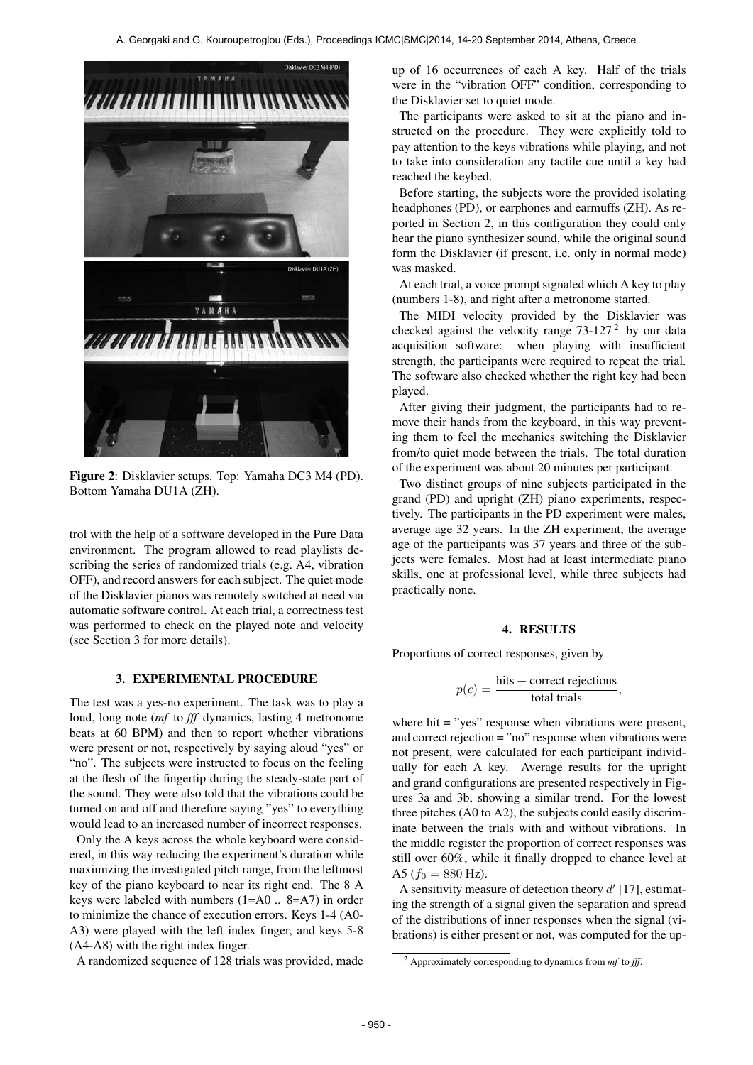Figure 2: Disklavier setups. Top: Yamaha DC3 M4 (PD). Bottom Yamaha DU1A (ZH).

trol with the help of a software developed in the Pure Data environment. The program allowed to read playlists describing the series of randomized trials (e.g. A4, vibration OFF), and record answers for each subject. The quiet mode of the Disklavier pianos was remotely switched at need via automatic software control. At each trial, a correctness test was performed to check on the played note and velocity (see Section 3 for more details).

## 3. EXPERIMENTAL PROCEDURE

The test was a yes-no experiment. The task was to play a loud, long note (*mf* to *fff* dynamics, lasting 4 metronome beats at 60 BPM) and then to report whether vibrations were present or not, respectively by saying aloud "yes" or "no". The subjects were instructed to focus on the feeling at the flesh of the fingertip during the steady-state part of the sound. They were also told that the vibrations could be turned on and off and therefore saying "yes" to everything would lead to an increased number of incorrect responses.

Only the A keys across the whole keyboard were considered, in this way reducing the experiment's duration while maximizing the investigated pitch range, from the leftmost key of the piano keyboard to near its right end. The 8 A keys were labeled with numbers (1=A0 .. 8=A7) in order to minimize the chance of execution errors. Keys 1-4 (A0-A3) were played with the left index finger, and keys 5-8 (A4-A8) with the right index finger.

A randomized sequence of 128 trials was provided, made up of 16 occurrences of each A key. Half of the trials were in the "vibration OFF" condition, corresponding to the Disklavier set to quiet mode.

The participants were asked to sit at the piano and instructed on the procedure. They were explicitly told to pay attention to the keys vibrations while playing, and not to take into consideration any tactile cue until a key had reached the keybed.

Before starting, the subjects wore the provided isolating headphones (PD), or earphones and earmuffs (ZH). As reported in Section 2, in this configuration they could only hear the piano synthesizer sound, while the original sound form the Disklavier (if present, i.e. only in normal mode) was masked.

At each trial, a voice prompt signaled which A key to play (numbers 1-8), and right after a metronome started.

The MIDI velocity provided by the Disklavier was checked against the velocity range 73-127 [2] by our data acquisition software: when playing with insufficient strength, the participants were required to repeat the trial. The software also checked whether the right key had been played.

After giving their judgment, the participants had to remove their hands from the keyboard, in this way preventing them to feel the mechanics switching the Disklavier from/to quiet mode between the trials. The total duration of the experiment was about 20 minutes per participant.

Two distinct groups of nine subjects participated in the grand (PD) and upright (ZH) piano experiments, respectively. The participants in the PD experiment were males, average age 32 years. In the ZH experiment, the average age of the participants was 37 years and three of the subjects were females. Most had at least intermediate piano skills, one at professional level, while three subjects had practically none.

## 4. RESULTS

Proportions of correct responses, given by

$$p(c) = \frac{\text{hits} + \text{correct rejections}}{\text{total trials}},$$

where hit = "yes" response when vibrations were present, and correct rejection = "no" response when vibrations were not present, were calculated for each participant individually for each A key. Average results for the upright and grand configurations are presented respectively in Figures 3a and 3b, showing a similar trend. For the lowest three pitches (A0 to A2), the subjects could easily discriminate between the trials with and without vibrations. In the middle register the proportion of correct responses was still over 60%, while it finally dropped to chance level at A5 ($f_0 = 880$ Hz).

A sensitivity measure of detection theory $d'$ [17], estimating the strength of a signal given the separation and spread of the distributions of inner responses when the signal (vibrations) is either present or not, was computed for the up-

[2] Approximately corresponding to dynamics from *mf* to *fff*.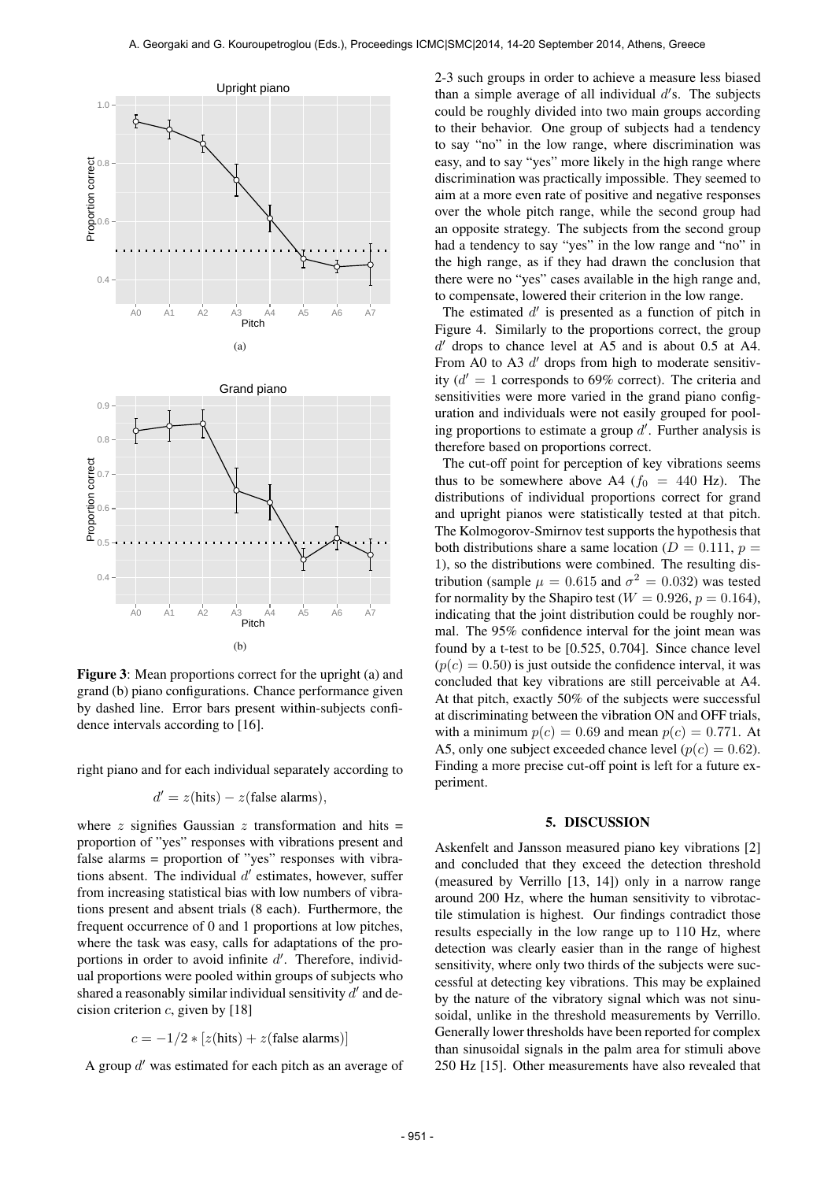(a)

(b)

**Figure 3**: Mean proportions correct for the upright (a) and grand (b) piano configurations. Chance performance given by dashed line. Error bars present within-subjects confidence intervals according to [16].

right piano and for each individual separately according to

$$d' = z(\text{hits}) - z(\text{false alarms}),$$

where $z$ signifies Gaussian $z$ transformation and hits = proportion of "yes" responses with vibrations present and false alarms = proportion of "yes" responses with vibrations absent. The individual $d'$ estimates, however, suffer from increasing statistical bias with low numbers of vibrations present and absent trials (8 each). Furthermore, the frequent occurrence of 0 and 1 proportions at low pitches, where the task was easy, calls for adaptations of the proportions in order to avoid infinite $d'$. Therefore, individual proportions were pooled within groups of subjects who shared a reasonably similar individual sensitivity $d'$ and decision criterion $c$, given by [18]

$$c = -1/2 * [z(\text{hits}) + z(\text{false alarms})]$$

A group $d'$ was estimated for each pitch as an average of 2-3 such groups in order to achieve a measure less biased than a simple average of all individual $d'$s. The subjects could be roughly divided into two main groups according to their behavior. One group of subjects had a tendency to say "no" in the low range, where discrimination was easy, and to say "yes" more likely in the high range where discrimination was practically impossible. They seemed to aim at a more even rate of positive and negative responses over the whole pitch range, while the second group had an opposite strategy. The subjects from the second group had a tendency to say "yes" in the low range and "no" in the high range, as if they had drawn the conclusion that there were no "yes" cases available in the high range and, to compensate, lowered their criterion in the low range.

The estimated $d'$ is presented as a function of pitch in Figure 4. Similarly to the proportions correct, the group $d'$ drops to chance level at A5 and is about 0.5 at A4. From A0 to A3 $d'$ drops from high to moderate sensitivity ($d' = 1$ corresponds to 69% correct). The criteria and sensitivities were more varied in the grand piano configuration and individuals were not easily grouped for pooling proportions to estimate a group $d'$. Further analysis is therefore based on proportions correct.

The cut-off point for perception of key vibrations seems thus to be somewhere above A4 ($f_0 = 440$ Hz). The distributions of individual proportions correct for grand and upright pianos were statistically tested at that pitch. The Kolmogorov-Smirnov test supports the hypothesis that both distributions share a same location ($D = 0.111$, $p = 1$), so the distributions were combined. The resulting distribution (sample $\mu = 0.615$ and $\sigma^2 = 0.032$) was tested for normality by the Shapiro test ($W = 0.926$, $p = 0.164$), indicating that the joint distribution could be roughly normal. The 95% confidence interval for the joint mean was found by a t-test to be [0.525, 0.704]. Since chance level ($p(c) = 0.50$) is just outside the confidence interval, it was concluded that key vibrations are still perceivable at A4. At that pitch, exactly 50% of the subjects were successful at discriminating between the vibration ON and OFF trials, with a minimum $p(c) = 0.69$ and mean $p(c) = 0.771$. At A5, only one subject exceeded chance level ($p(c) = 0.62$). Finding a more precise cut-off point is left for a future experiment.

## 5. DISCUSSION

Askenfelt and Jansson measured piano key vibrations [2] and concluded that they exceed the detection threshold (measured by Verrillo [13, 14]) only in a narrow range around 200 Hz, where the human sensitivity to vibrotactile stimulation is highest. Our findings contradict those results especially in the low range up to 110 Hz, where detection was clearly easier than in the range of highest sensitivity, where only two thirds of the subjects were successful at detecting key vibrations. This may be explained by the nature of the vibratory signal which was not sinusoidal, unlike in the threshold measurements by Verrillo. Generally lower thresholds have been reported for complex than sinusoidal signals in the palm area for stimuli above 250 Hz [15]. Other measurements have also revealed that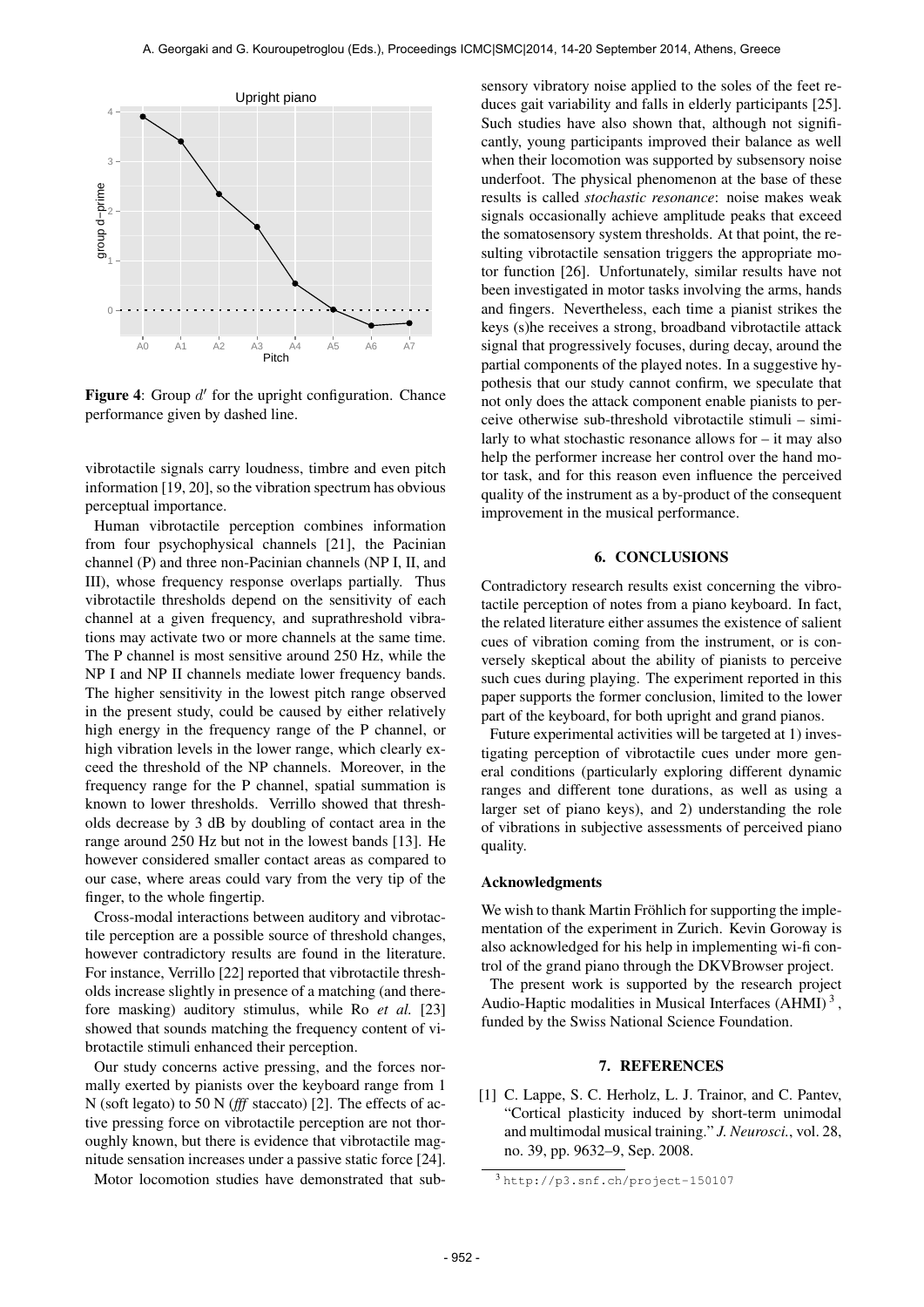Figure 4: Group $d'$ for the upright configuration. Chance performance given by dashed line.

vibrotactile signals carry loudness, timbre and even pitch information [19, 20], so the vibration spectrum has obvious perceptual importance.

Human vibrotactile perception combines information from four psychophysical channels [21], the Pacinian channel (P) and three non-Pacinian channels (NP I, II, and III), whose frequency response overlaps partially. Thus vibrotactile thresholds depend on the sensitivity of each channel at a given frequency, and suprathreshold vibrations may activate two or more channels at the same time. The P channel is most sensitive around 250 Hz, while the NP I and NP II channels mediate lower frequency bands. The higher sensitivity in the lowest pitch range observed in the present study, could be caused by either relatively high energy in the frequency range of the P channel, or high vibration levels in the lower range, which clearly exceed the threshold of the NP channels. Moreover, in the frequency range for the P channel, spatial summation is known to lower thresholds. Verrillo showed that thresholds decrease by 3 dB by doubling of contact area in the range around 250 Hz but not in the lowest bands [13]. He however considered smaller contact areas as compared to our case, where areas could vary from the very tip of the finger, to the whole fingertip.

Cross-modal interactions between auditory and vibrotactile perception are a possible source of threshold changes, however contradictory results are found in the literature. For instance, Verrillo [22] reported that vibrotactile thresholds increase slightly in presence of a matching (and therefore masking) auditory stimulus, while Ro *et al.* [23] showed that sounds matching the frequency content of vibrotactile stimuli enhanced their perception.

Our study concerns active pressing, and the forces normally exerted by pianists over the keyboard range from 1 N (soft legato) to 50 N (*fff* staccato) [2]. The effects of active pressing force on vibrotactile perception are not thoroughly known, but there is evidence that vibrotactile magnitude sensation increases under a passive static force [24].

Motor locomotion studies have demonstrated that subsensory vibratory noise applied to the soles of the feet reduces gait variability and falls in elderly participants [25]. Such studies have also shown that, although not significantly, young participants improved their balance as well when their locomotion was supported by subsensory noise underfoot. The physical phenomenon at the base of these results is called *stochastic resonance*: noise makes weak signals occasionally achieve amplitude peaks that exceed the somatosensory system thresholds. At that point, the resulting vibrotactile sensation triggers the appropriate motor function [26]. Unfortunately, similar results have not been investigated in motor tasks involving the arms, hands and fingers. Nevertheless, each time a pianist strikes the keys (s)he receives a strong, broadband vibrotactile attack signal that progressively focuses, during decay, around the partial components of the played notes. In a suggestive hypothesis that our study cannot confirm, we speculate that not only does the attack component enable pianists to perceive otherwise sub-threshold vibrotactile stimuli – similarly to what stochastic resonance allows for – it may also help the performer increase her control over the hand motor task, and for this reason even influence the perceived quality of the instrument as a by-product of the consequent improvement in the musical performance.

## 6. CONCLUSIONS

Contradictory research results exist concerning the vibrotactile perception of notes from a piano keyboard. In fact, the related literature either assumes the existence of salient cues of vibration coming from the instrument, or is conversely skeptical about the ability of pianists to perceive such cues during playing. The experiment reported in this paper supports the former conclusion, limited to the lower part of the keyboard, for both upright and grand pianos.

Future experimental activities will be targeted at 1) investigating perception of vibrotactile cues under more general conditions (particularly exploring different dynamic ranges and different tone durations, as well as using a larger set of piano keys), and 2) understanding the role of vibrations in subjective assessments of perceived piano quality.

### Acknowledgments

We wish to thank Martin Fröhlich for supporting the implementation of the experiment in Zurich. Kevin Goroway is also acknowledged for his help in implementing wi-fi control of the grand piano through the DKVBrowser project.

The present work is supported by the research project Audio-Haptic modalities in Musical Interfaces (AHMI) [3], funded by the Swiss National Science Foundation.

## 7. REFERENCES

[1] C. Lappe, S. C. Herholz, L. J. Trainor, and C. Pantev, "Cortical plasticity induced by short-term unimodal and multimodal musical training." *J. Neurosci.*, vol. 28, no. 39, pp. 9632–9, Sep. 2008.

[3] http://p3.snf.ch/project-150107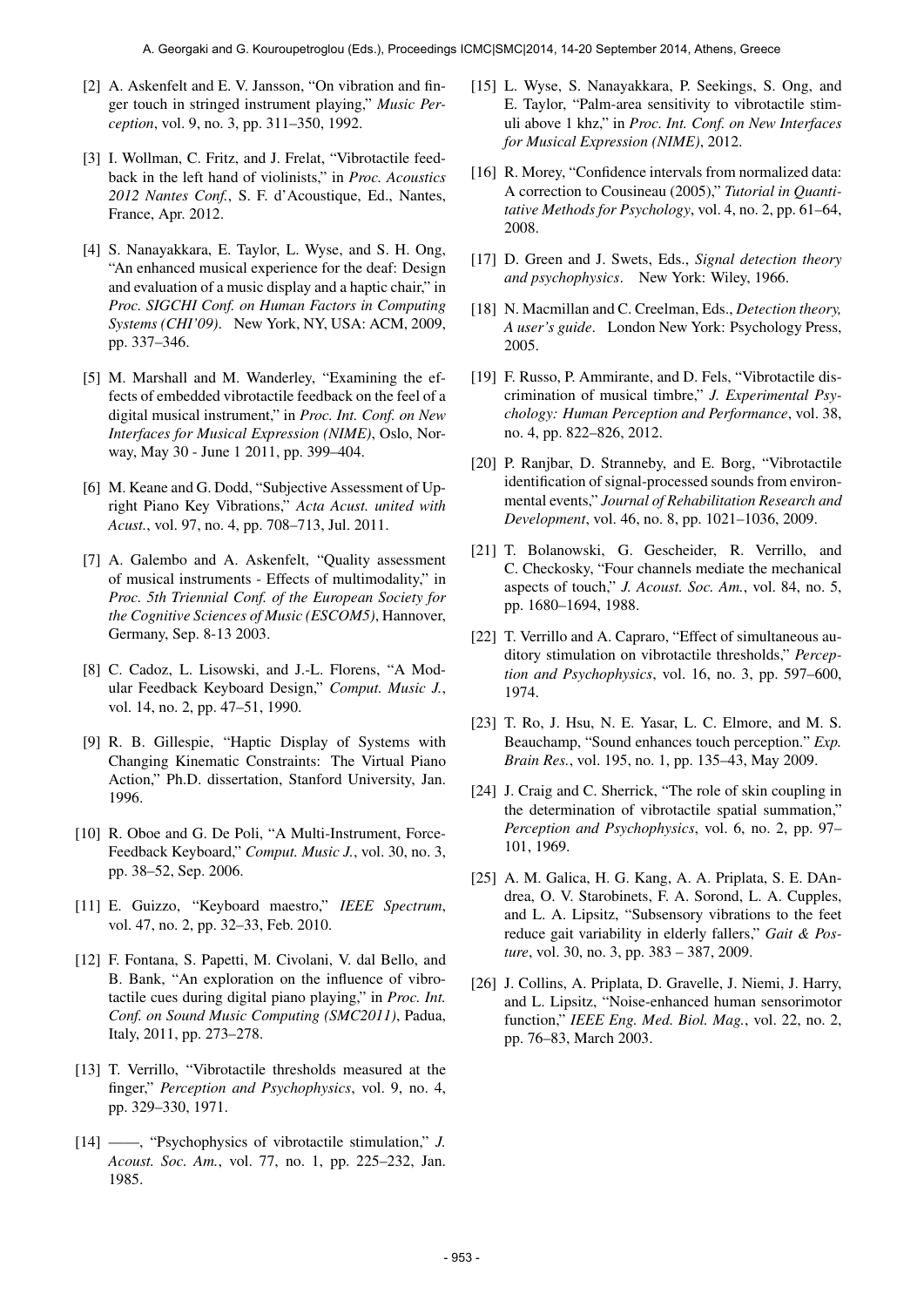[2] A. Askenfelt and E. V. Jansson, "On vibration and finger touch in stringed instrument playing," *Music Perception*, vol. 9, no. 3, pp. 311–350, 1992.

[3] I. Wollman, C. Fritz, and J. Frelat, "Vibrotactile feedback in the left hand of violinists," in *Proc. Acoustics 2012 Nantes Conf.*, S. F. d'Acoustique, Ed., Nantes, France, Apr. 2012.

[4] S. Nanayakkara, E. Taylor, L. Wyse, and S. H. Ong, "An enhanced musical experience for the deaf: Design and evaluation of a music display and a haptic chair," in *Proc. SIGCHI Conf. on Human Factors in Computing Systems (CHI'09)*. New York, NY, USA: ACM, 2009, pp. 337–346.

[5] M. Marshall and M. Wanderley, "Examining the effects of embedded vibrotactile feedback on the feel of a digital musical instrument," in *Proc. Int. Conf. on New Interfaces for Musical Expression (NIME)*, Oslo, Norway, May 30 - June 1 2011, pp. 399–404.

[6] M. Keane and G. Dodd, "Subjective Assessment of Upright Piano Key Vibrations," *Acta Acust. united with Acust.*, vol. 97, no. 4, pp. 708–713, Jul. 2011.

[7] A. Galembo and A. Askenfelt, "Quality assessment of musical instruments - Effects of multimodality," in *Proc. 5th Triennial Conf. of the European Society for the Cognitive Sciences of Music (ESCOM5)*, Hannover, Germany, Sep. 8-13 2003.

[8] C. Cadoz, L. Lisowski, and J.-L. Florens, "A Modular Feedback Keyboard Design," *Comput. Music J.*, vol. 14, no. 2, pp. 47–51, 1990.

[9] R. B. Gillespie, "Haptic Display of Systems with Changing Kinematic Constraints: The Virtual Piano Action," Ph.D. dissertation, Stanford University, Jan. 1996.

[10] R. Oboe and G. De Poli, "A Multi-Instrument, Force-Feedback Keyboard," *Comput. Music J.*, vol. 30, no. 3, pp. 38–52, Sep. 2006.

[11] E. Guizzo, "Keyboard maestro," *IEEE Spectrum*, vol. 47, no. 2, pp. 32–33, Feb. 2010.

[12] F. Fontana, S. Papetti, M. Civolani, V. dal Bello, and B. Bank, "An exploration on the influence of vibrotactile cues during digital piano playing," in *Proc. Int. Conf. on Sound Music Computing (SMC2011)*, Padua, Italy, 2011, pp. 273–278.

[13] T. Verrillo, "Vibrotactile thresholds measured at the finger," *Perception and Psychophysics*, vol. 9, no. 4, pp. 329–330, 1971.

[14] ——, "Psychophysics of vibrotactile stimulation," *J. Acoust. Soc. Am.*, vol. 77, no. 1, pp. 225–232, Jan. 1985.

[15] L. Wyse, S. Nanayakkara, P. Seekings, S. Ong, and E. Taylor, "Palm-area sensitivity to vibrotactile stimuli above 1 khz," in *Proc. Int. Conf. on New Interfaces for Musical Expression (NIME)*, 2012.

[16] R. Morey, "Confidence intervals from normalized data: A correction to Cousineau (2005)," *Tutorial in Quantitative Methods for Psychology*, vol. 4, no. 2, pp. 61–64, 2008.

[17] D. Green and J. Swets, Eds., *Signal detection theory and psychophysics*. New York: Wiley, 1966.

[18] N. Macmillan and C. Creelman, Eds., *Detection theory, A user's guide*. London New York: Psychology Press, 2005.

[19] F. Russo, P. Ammirante, and D. Fels, "Vibrotactile discrimination of musical timbre," *J. Experimental Psychology: Human Perception and Performance*, vol. 38, no. 4, pp. 822–826, 2012.

[20] P. Ranjbar, D. Stranneby, and E. Borg, "Vibrotactile identification of signal-processed sounds from environmental events," *Journal of Rehabilitation Research and Development*, vol. 46, no. 8, pp. 1021–1036, 2009.

[21] T. Bolanowski, G. Gescheider, R. Verrillo, and C. Checkosky, "Four channels mediate the mechanical aspects of touch," *J. Acoust. Soc. Am.*, vol. 84, no. 5, pp. 1680–1694, 1988.

[22] T. Verrillo and A. Capraro, "Effect of simultaneous auditory stimulation on vibrotactile thresholds," *Perception and Psychophysics*, vol. 16, no. 3, pp. 597–600, 1974.

[23] T. Ro, J. Hsu, N. E. Yasar, L. C. Elmore, and M. S. Beauchamp, "Sound enhances touch perception." *Exp. Brain Res.*, vol. 195, no. 1, pp. 135–43, May 2009.

[24] J. Craig and C. Sherrick, "The role of skin coupling in the determination of vibrotactile spatial summation," *Perception and Psychophysics*, vol. 6, no. 2, pp. 97–101, 1969.

[25] A. M. Galica, H. G. Kang, A. A. Priplata, S. E. DAndrea, O. V. Starobinets, F. A. Sorond, L. A. Cupples, and L. A. Lipsitz, "Subsensory vibrations to the feet reduce gait variability in elderly fallers," *Gait & Posture*, vol. 30, no. 3, pp. 383 – 387, 2009.

[26] J. Collins, A. Priplata, D. Gravelle, J. Niemi, J. Harry, and L. Lipsitz, "Noise-enhanced human sensorimotor function," *IEEE Eng. Med. Biol. Mag.*, vol. 22, no. 2, pp. 76–83, March 2003.